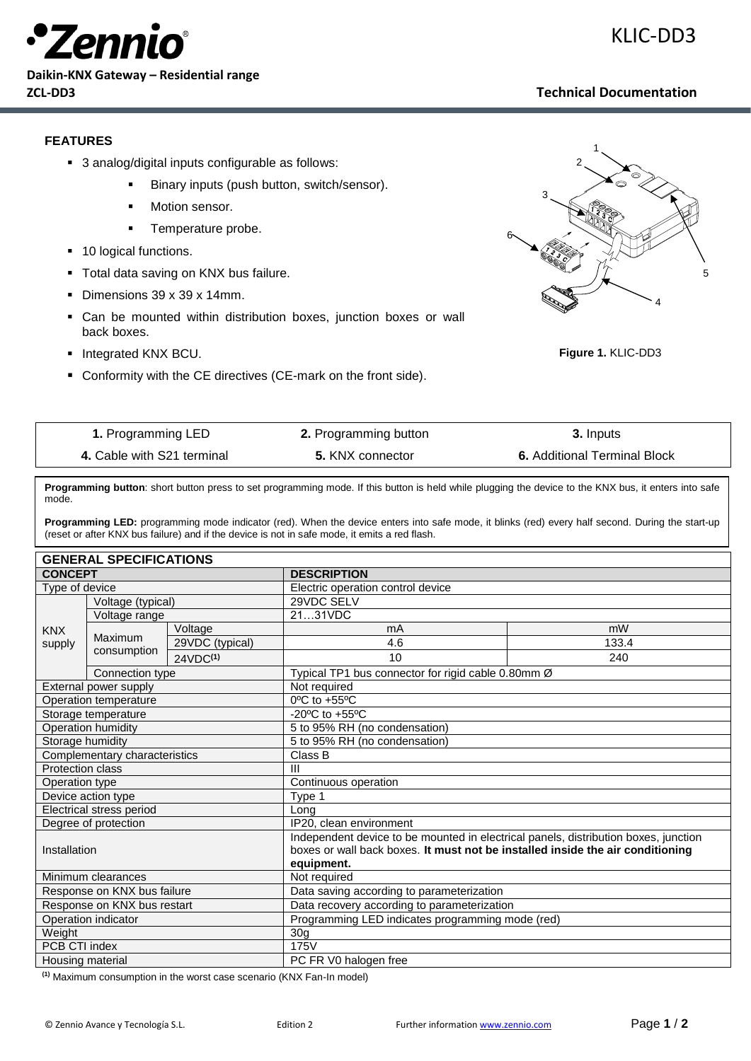KLIC-DD3

**Daikin-KNX Gateway – Residential range**

**ZCL-DD3**

**Technical Documentation**

### FEATURES

- 3 analog/digital inputs configurable as follows:
  - Binary inputs (push button, switch/sensor).
  - Motion sensor.
  - Temperature probe.
- 10 logical functions.
- Total data saving on KNX bus failure.
- Dimensions 39 x 39 x 14mm.
- Can be mounted within distribution boxes, junction boxes or wall back boxes.
- Integrated KNX BCU.
- Conformity with the CE directives (CE-mark on the front side).

**Figure 1.** KLIC-DD3

| | | |
|---|---|---|
| **1.** Programming LED | **2.** Programming button | **3.** Inputs |
| **4.** Cable with S21 terminal | **5.** KNX connector | **6.** Additional Terminal Block |

**Programming button**: short button press to set programming mode. If this button is held while plugging the device to the KNX bus, it enters into safe mode.

**Programming LED:** programming mode indicator (red). When the device enters into safe mode, it blinks (red) every half second. During the start-up (reset or after KNX bus failure) and if the device is not in safe mode, it emits a red flash.

| **GENERAL SPECIFICATIONS** | | | | |
|---|---|---|---|---|
| **CONCEPT** | | | **DESCRIPTION** | |
| Type of device | | | Electric operation control device | |
| KNX supply | Voltage (typical) | | 29VDC SELV | |
| | Voltage range | | 21…31VDC | |
| | Maximum consumption | Voltage | mA | mW |
| | | 29VDC (typical) | 4.6 | 133.4 |
| | | 24VDC[(1)] | 10 | 240 |
| | Connection type | | Typical TP1 bus connector for rigid cable 0.80mm Ø | |
| External power supply | | | Not required | |
| Operation temperature | | | 0ºC to +55ºC | |
| Storage temperature | | | -20ºC to +55ºC | |
| Operation humidity | | | 5 to 95% RH (no condensation) | |
| Storage humidity | | | 5 to 95% RH (no condensation) | |
| Complementary characteristics | | | Class B | |
| Protection class | | | III | |
| Operation type | | | Continuous operation | |
| Device action type | | | Type 1 | |
| Electrical stress period | | | Long | |
| Degree of protection | | | IP20, clean environment | |
| Installation | | | Independent device to be mounted in electrical panels, distribution boxes, junction boxes or wall back boxes. **It must not be installed inside the air conditioning equipment.** | |
| Minimum clearances | | | Not required | |
| Response on KNX bus failure | | | Data saving according to parameterization | |
| Response on KNX bus restart | | | Data recovery according to parameterization | |
| Operation indicator | | | Programming LED indicates programming mode (red) | |
| Weight | | | 30g | |
| PCB CTI index | | | 175V | |
| Housing material | | | PC FR V0 halogen free | |

[(1)] Maximum consumption in the worst case scenario (KNX Fan-In model)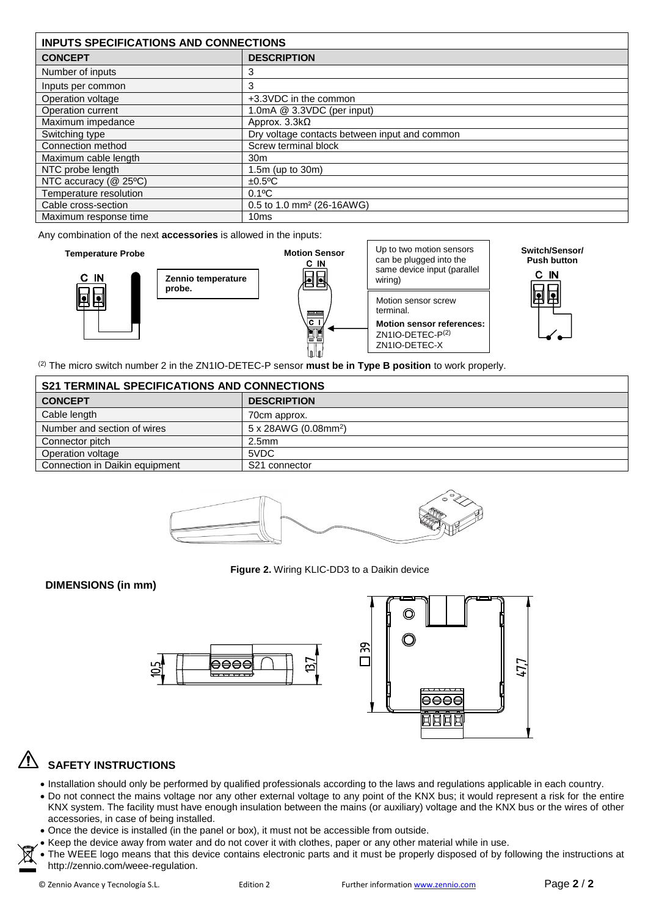## INPUTS SPECIFICATIONS AND CONNECTIONS

| CONCEPT | DESCRIPTION |
|---|---|
| Number of inputs | 3 |
| Inputs per common | 3 |
| Operation voltage | +3.3VDC in the common |
| Operation current | 1.0mA @ 3.3VDC (per input) |
| Maximum impedance | Approx. 3.3kΩ |
| Switching type | Dry voltage contacts between input and common |
| Connection method | Screw terminal block |
| Maximum cable length | 30m |
| NTC probe length | 1.5m (up to 30m) |
| NTC accuracy (@ 25ºC) | ±0.5ºC |
| Temperature resolution | 0.1ºC |
| Cable cross-section | 0.5 to 1.0 mm² (26-16AWG) |
| Maximum response time | 10ms |

Any combination of the next **accessories** is allowed in the inputs:

**Temperature Probe**

C IN

**Zennio temperature probe.**

**Motion Sensor**

C IN

Up to two motion sensors can be plugged into the same device input (parallel wiring)

Motion sensor screw terminal.

**Motion sensor references:** ZN1IO-DETEC-P[2] ZN1IO-DETEC-X

**Switch/Sensor/ Push button**

C IN

[2] The micro switch number 2 in the ZN1IO-DETEC-P sensor **must be in Type B position** to work properly.

## S21 TERMINAL SPECIFICATIONS AND CONNECTIONS

| CONCEPT | DESCRIPTION |
|---|---|
| Cable length | 70cm approx. |
| Number and section of wires | 5 x 28AWG (0.08mm²) |
| Connector pitch | 2.5mm |
| Operation voltage | 5VDC |
| Connection in Daikin equipment | S21 connector |

**Figure 2.** Wiring KLIC-DD3 to a Daikin device

### DIMENSIONS (in mm)

10,5

13,7

□ 39

47,7

## ⚠ SAFETY INSTRUCTIONS

- Installation should only be performed by qualified professionals according to the laws and regulations applicable in each country.
- Do not connect the mains voltage nor any other external voltage to any point of the KNX bus; it would represent a risk for the entire KNX system. The facility must have enough insulation between the mains (or auxiliary) voltage and the KNX bus or the wires of other accessories, in case of being installed.
- Once the device is installed (in the panel or box), it must not be accessible from outside.
- Keep the device away from water and do not cover it with clothes, paper or any other material while in use.
- The WEEE logo means that this device contains electronic parts and it must be properly disposed of by following the instructions at http://zennio.com/weee-regulation.

© Zennio Avance y Tecnología S.L. Edition 2 Further information www.zennio.com